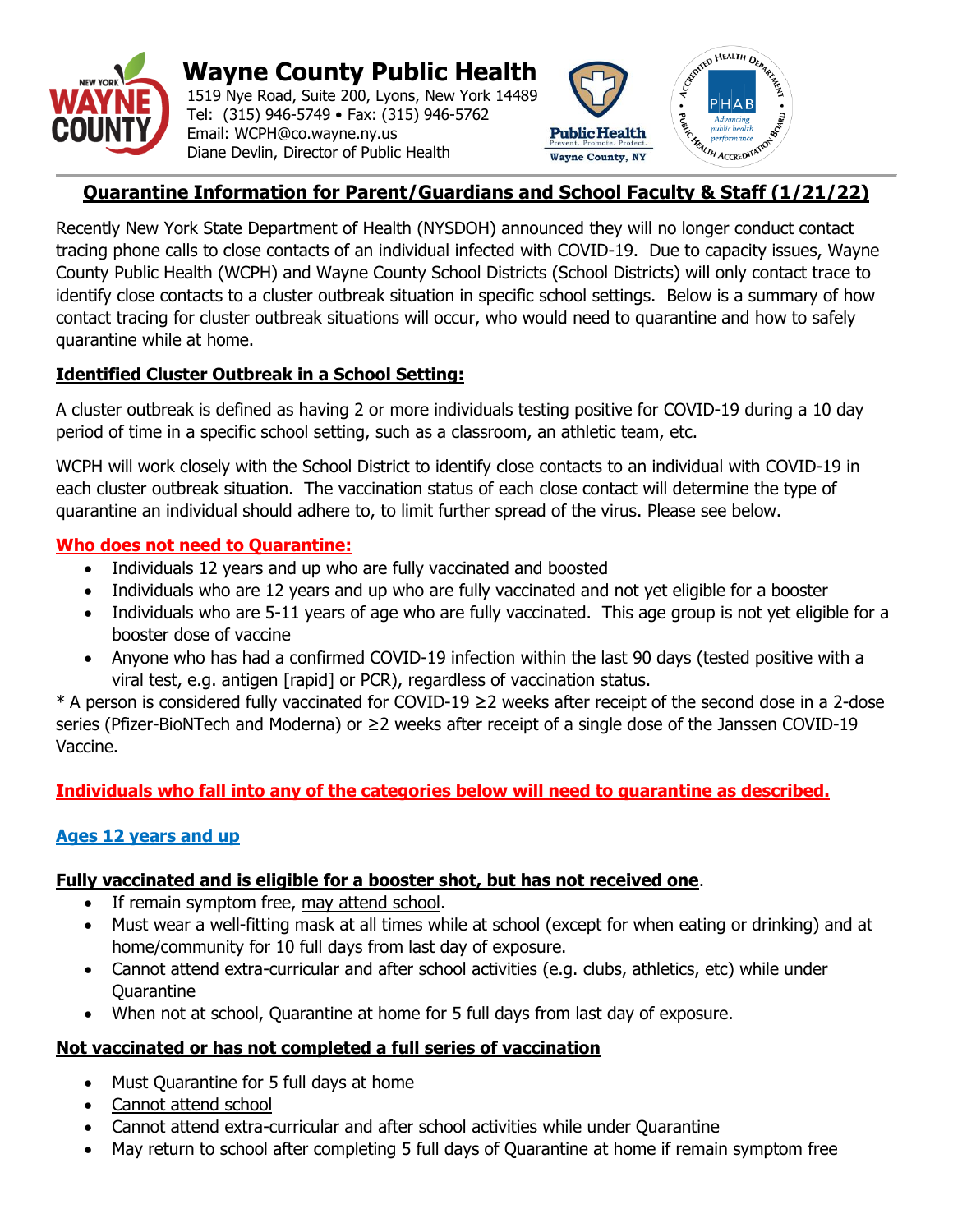# Wayne County Public Health

1519 Nye Road, Suite 200, Lyons, New York 14489
Tel: (315) 946-5749 • Fax: (315) 946-5762
Email: WCPH@co.wayne.ny.us
Diane Devlin, Director of Public Health

## Quarantine Information for Parent/Guardians and School Faculty & Staff (1/21/22)

Recently New York State Department of Health (NYSDOH) announced they will no longer conduct contact tracing phone calls to close contacts of an individual infected with COVID-19. Due to capacity issues, Wayne County Public Health (WCPH) and Wayne County School Districts (School Districts) will only contact trace to identify close contacts to a cluster outbreak situation in specific school settings. Below is a summary of how contact tracing for cluster outbreak situations will occur, who would need to quarantine and how to safely quarantine while at home.

### Identified Cluster Outbreak in a School Setting:

A cluster outbreak is defined as having 2 or more individuals testing positive for COVID-19 during a 10 day period of time in a specific school setting, such as a classroom, an athletic team, etc.

WCPH will work closely with the School District to identify close contacts to an individual with COVID-19 in each cluster outbreak situation. The vaccination status of each close contact will determine the type of quarantine an individual should adhere to, to limit further spread of the virus. Please see below.

### Who does not need to Quarantine:

- Individuals 12 years and up who are fully vaccinated and boosted
- Individuals who are 12 years and up who are fully vaccinated and not yet eligible for a booster
- Individuals who are 5-11 years of age who are fully vaccinated. This age group is not yet eligible for a booster dose of vaccine
- Anyone who has had a confirmed COVID-19 infection within the last 90 days (tested positive with a viral test, e.g. antigen [rapid] or PCR), regardless of vaccination status.

* A person is considered fully vaccinated for COVID-19 ≥2 weeks after receipt of the second dose in a 2-dose series (Pfizer-BioNTech and Moderna) or ≥2 weeks after receipt of a single dose of the Janssen COVID-19 Vaccine.

**Individuals who fall into any of the categories below will need to quarantine as described.**

### Ages 12 years and up

**Fully vaccinated and is eligible for a booster shot, but has not received one.**

- If remain symptom free, may attend school.
- Must wear a well-fitting mask at all times while at school (except for when eating or drinking) and at home/community for 10 full days from last day of exposure.
- Cannot attend extra-curricular and after school activities (e.g. clubs, athletics, etc) while under Quarantine
- When not at school, Quarantine at home for 5 full days from last day of exposure.

**Not vaccinated or has not completed a full series of vaccination**

- Must Quarantine for 5 full days at home
- Cannot attend school
- Cannot attend extra-curricular and after school activities while under Quarantine
- May return to school after completing 5 full days of Quarantine at home if remain symptom free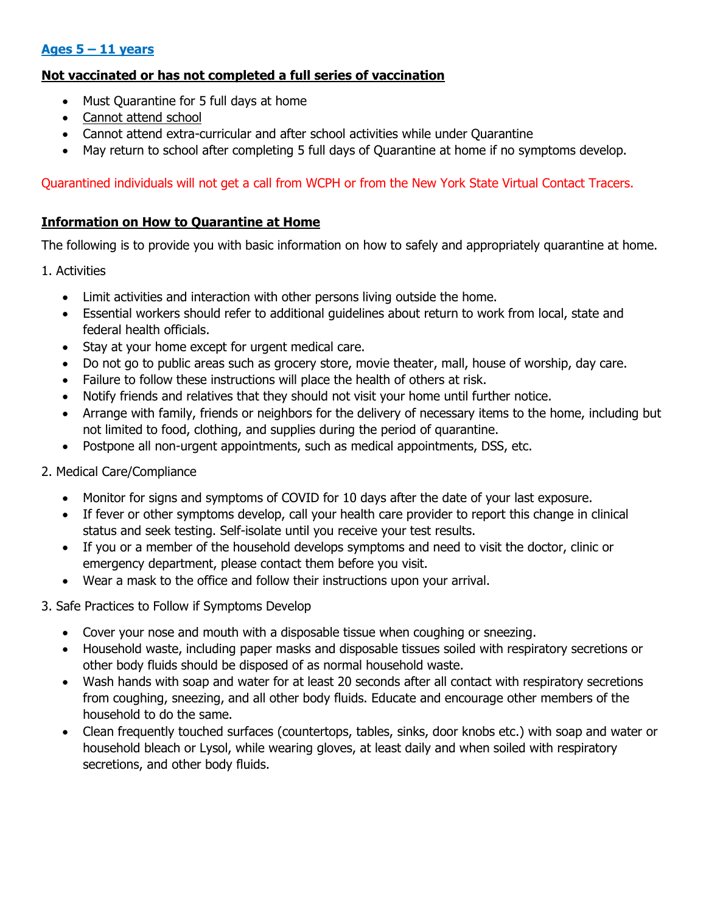## Ages 5 – 11 years

**Not vaccinated or has not completed a full series of vaccination**

- Must Quarantine for 5 full days at home
- Cannot attend school
- Cannot attend extra-curricular and after school activities while under Quarantine
- May return to school after completing 5 full days of Quarantine at home if no symptoms develop.

Quarantined individuals will not get a call from WCPH or from the New York State Virtual Contact Tracers.

**Information on How to Quarantine at Home**

The following is to provide you with basic information on how to safely and appropriately quarantine at home.

1. Activities

- Limit activities and interaction with other persons living outside the home.
- Essential workers should refer to additional guidelines about return to work from local, state and federal health officials.
- Stay at your home except for urgent medical care.
- Do not go to public areas such as grocery store, movie theater, mall, house of worship, day care.
- Failure to follow these instructions will place the health of others at risk.
- Notify friends and relatives that they should not visit your home until further notice.
- Arrange with family, friends or neighbors for the delivery of necessary items to the home, including but not limited to food, clothing, and supplies during the period of quarantine.
- Postpone all non-urgent appointments, such as medical appointments, DSS, etc.

2. Medical Care/Compliance

- Monitor for signs and symptoms of COVID for 10 days after the date of your last exposure.
- If fever or other symptoms develop, call your health care provider to report this change in clinical status and seek testing. Self-isolate until you receive your test results.
- If you or a member of the household develops symptoms and need to visit the doctor, clinic or emergency department, please contact them before you visit.
- Wear a mask to the office and follow their instructions upon your arrival.

3. Safe Practices to Follow if Symptoms Develop

- Cover your nose and mouth with a disposable tissue when coughing or sneezing.
- Household waste, including paper masks and disposable tissues soiled with respiratory secretions or other body fluids should be disposed of as normal household waste.
- Wash hands with soap and water for at least 20 seconds after all contact with respiratory secretions from coughing, sneezing, and all other body fluids. Educate and encourage other members of the household to do the same.
- Clean frequently touched surfaces (countertops, tables, sinks, door knobs etc.) with soap and water or household bleach or Lysol, while wearing gloves, at least daily and when soiled with respiratory secretions, and other body fluids.